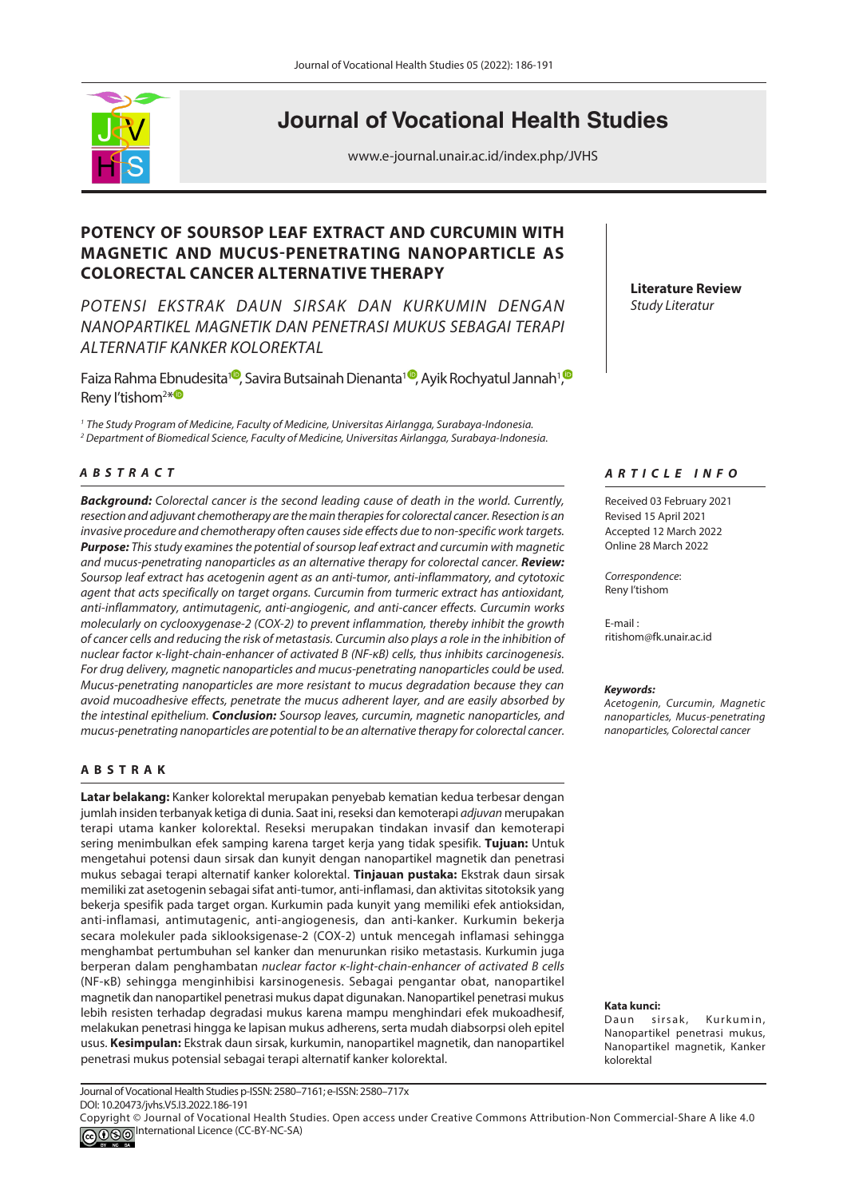# POTENCY OF SOURSOP LEAF EXTRACT AND CURCUMIN WITH MAGNETIC AND MUCUS-PENETRATING NANOPARTICLE AS COLORECTAL CANCER ALTERNATIVE THERAPY

*POTENSI EKSTRAK DAUN SIRSAK DAN KURKUMIN DENGAN NANOPARTIKEL MAGNETIK DAN PENETRASI MUKUS SEBAGAI TERAPI ALTERNATIF KANKER KOLOREKTAL*

**Literature Review**
*Study Literatur*

Faiza Rahma Ebnudesita[1], Savira Butsainah Dienanta[1], Ayik Rochyatul Jannah[1], Reny I'tishom[2*]

[1] *The Study Program of Medicine, Faculty of Medicine, Universitas Airlangga, Surabaya-Indonesia.*
[2] *Department of Biomedical Science, Faculty of Medicine, Universitas Airlangga, Surabaya-Indonesia.*

## ABSTRACT

***Background:*** *Colorectal cancer is the second leading cause of death in the world. Currently, resection and adjuvant chemotherapy are the main therapies for colorectal cancer. Resection is an invasive procedure and chemotherapy often causes side effects due to non-specific work targets.* ***Purpose:*** *This study examines the potential of soursop leaf extract and curcumin with magnetic and mucus-penetrating nanoparticles as an alternative therapy for colorectal cancer.* ***Review:*** *Soursop leaf extract has acetogenin agent as an anti-tumor, anti-inflammatory, and cytotoxic agent that acts specifically on target organs. Curcumin from turmeric extract has antioxidant, anti-inflammatory, antimutagenic, anti-angiogenic, and anti-cancer effects. Curcumin works molecularly on cyclooxygenase-2 (COX-2) to prevent inflammation, thereby inhibit the growth of cancer cells and reducing the risk of metastasis. Curcumin also plays a role in the inhibition of nuclear factor κ-light-chain-enhancer of activated B (NF-κB) cells, thus inhibits carcinogenesis. For drug delivery, magnetic nanoparticles and mucus-penetrating nanoparticles could be used. Mucus-penetrating nanoparticles are more resistant to mucus degradation because they can avoid mucoadhesive effects, penetrate the mucus adherent layer, and are easily absorbed by the intestinal epithelium.* ***Conclusion:*** *Soursop leaves, curcumin, magnetic nanoparticles, and mucus-penetrating nanoparticles are potential to be an alternative therapy for colorectal cancer.*

## ABSTRAK

**Latar belakang:** Kanker kolorektal merupakan penyebab kematian kedua terbesar dengan jumlah insiden terbanyak ketiga di dunia. Saat ini, reseksi dan kemoterapi *adjuvan* merupakan terapi utama kanker kolorektal. Reseksi merupakan tindakan invasif dan kemoterapi sering menimbulkan efek samping karena target kerja yang tidak spesifik. **Tujuan:** Untuk mengetahui potensi daun sirsak dan kunyit dengan nanopartikel magnetik dan penetrasi mukus sebagai terapi alternatif kanker kolorektal. **Tinjauan pustaka:** Ekstrak daun sirsak memiliki zat asetogenin sebagai sifat anti-tumor, anti-inflamasi, dan aktivitas sitotoksik yang bekerja spesifik pada target organ. Kurkumin pada kunyit yang memiliki efek antioksidan, anti-inflamasi, antimutagenic, anti-angiogenesis, dan anti-kanker. Kurkumin bekerja secara molekuler pada siklooksigenase-2 (COX-2) untuk mencegah inflamasi sehingga menghambat pertumbuhan sel kanker dan menurunkan risiko metastasis. Kurkumin juga berperan dalam penghambatan *nuclear factor κ-light-chain-enhancer of activated B cells* (NF-κB) sehingga menginhibisi karsinogenesis. Sebagai pengantar obat, nanopartikel magnetik dan nanopartikel penetrasi mukus dapat digunakan. Nanopartikel penetrasi mukus lebih resisten terhadap degradasi mukus karena mampu menghindari efek mukoadhesif, melakukan penetrasi hingga ke lapisan mukus adherens, serta mudah diabsorpsi oleh epitel usus. **Kesimpulan:** Ekstrak daun sirsak, kurkumin, nanopartikel magnetik, dan nanopartikel penetrasi mukus potensial sebagai terapi alternatif kanker kolorektal.

## ARTICLE INFO

Received 03 February 2021
Revised 15 April 2021
Accepted 12 March 2022
Online 28 March 2022

*Correspondence:*
Reny I'tishom

E-mail :
ritishom@fk.unair.ac.id

***Keywords:***
*Acetogenin, Curcumin, Magnetic nanoparticles, Mucus-penetrating nanoparticles, Colorectal cancer*

**Kata kunci:**
Daun sirsak, Kurkumin, Nanopartikel penetrasi mukus, Nanopartikel magnetik, Kanker kolorektal

Journal of Vocational Health Studies p-ISSN: 2580–7161; e-ISSN: 2580–717x
DOI: 10.20473/jvhs.V5.I3.2022.186-191
Copyright © Journal of Vocational Health Studies. Open access under Creative Commons Attribution-Non Commercial-Share A like 4.0 International Licence (CC-BY-NC-SA)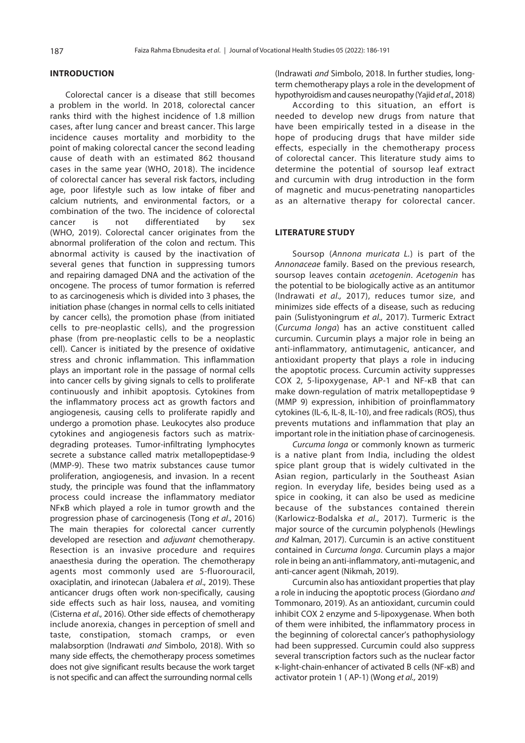## INTRODUCTION

Colorectal cancer is a disease that still becomes a problem in the world. In 2018, colorectal cancer ranks third with the highest incidence of 1.8 million cases, after lung cancer and breast cancer. This large incidence causes mortality and morbidity to the point of making colorectal cancer the second leading cause of death with an estimated 862 thousand cases in the same year (WHO, 2018). The incidence of colorectal cancer has several risk factors, including age, poor lifestyle such as low intake of fiber and calcium nutrients, and environmental factors, or a combination of the two. The incidence of colorectal cancer is not differentiated by sex (WHO, 2019). Colorectal cancer originates from the abnormal proliferation of the colon and rectum. This abnormal activity is caused by the inactivation of several genes that function in suppressing tumors and repairing damaged DNA and the activation of the oncogene. The process of tumor formation is referred to as carcinogenesis which is divided into 3 phases, the initiation phase (changes in normal cells to cells initiated by cancer cells), the promotion phase (from initiated cells to pre-neoplastic cells), and the progression phase (from pre-neoplastic cells to be a neoplastic cell). Cancer is initiated by the presence of oxidative stress and chronic inflammation. This inflammation plays an important role in the passage of normal cells into cancer cells by giving signals to cells to proliferate continuously and inhibit apoptosis. Cytokines from the inflammatory process act as growth factors and angiogenesis, causing cells to proliferate rapidly and undergo a promotion phase. Leukocytes also produce cytokines and angiogenesis factors such as matrix-degrading proteases. Tumor-infiltrating lymphocytes secrete a substance called matrix metallopeptidase-9 (MMP-9). These two matrix substances cause tumor proliferation, angiogenesis, and invasion. In a recent study, the principle was found that the inflammatory process could increase the inflammatory mediator NFκB which played a role in tumor growth and the progression phase of carcinogenesis (Tong *et al*., 2016) The main therapies for colorectal cancer currently developed are resection and *adjuvant* chemotherapy. Resection is an invasive procedure and requires anaesthesia during the operation. The chemotherapy agents most commonly used are 5-fluorouracil, oxaciplatin, and irinotecan (Jabalera *et al*., 2019). These anticancer drugs often work non-specifically, causing side effects such as hair loss, nausea, and vomiting (Cisterna *et al*., 2016). Other side effects of chemotherapy include anorexia, changes in perception of smell and taste, constipation, stomach cramps, or even malabsorption (Indrawati *and* Simbolo, 2018). With so many side effects, the chemotherapy process sometimes does not give significant results because the work target is not specific and can affect the surrounding normal cells (Indrawati *and* Simbolo, 2018. In further studies, long-term chemotherapy plays a role in the development of hypothyroidism and causes neuropathy (Yajid *et al*., 2018)

According to this situation, an effort is needed to develop new drugs from nature that have been empirically tested in a disease in the hope of producing drugs that have milder side effects, especially in the chemotherapy process of colorectal cancer. This literature study aims to determine the potential of soursop leaf extract and curcumin with drug introduction in the form of magnetic and mucus-penetrating nanoparticles as an alternative therapy for colorectal cancer.

## LITERATURE STUDY

Soursop (*Annona muricata L.*) is part of the *Annonaceae* family. Based on the previous research, soursop leaves contain *acetogenin*. *Acetogenin* has the potential to be biologically active as an antitumor (Indrawati *et al.,* 2017), reduces tumor size, and minimizes side effects of a disease, such as reducing pain (Sulistyoningrum *et al.,* 2017). Turmeric Extract (*Curcuma longa*) has an active constituent called curcumin. Curcumin plays a major role in being an anti-inflammatory, antimutagenic, anticancer, and antioxidant property that plays a role in inducing the apoptotic process. Curcumin activity suppresses COX 2, 5-lipoxygenase, AP-1 and NF-κB that can make down-regulation of matrix metallopeptidase 9 (MMP 9) expression, inhibition of proinflammatory cytokines (IL-6, IL-8, IL-10), and free radicals (ROS), thus prevents mutations and inflammation that play an important role in the initiation phase of carcinogenesis.

*Curcuma longa* or commonly known as turmeric is a native plant from India, including the oldest spice plant group that is widely cultivated in the Asian region, particularly in the Southeast Asian region. In everyday life, besides being used as a spice in cooking, it can also be used as medicine because of the substances contained therein (Karlowicz-Bodalska *et al.,* 2017). Turmeric is the major source of the curcumin polyphenols (Hewlings *and* Kalman, 2017). Curcumin is an active constituent contained in *Curcuma longa*. Curcumin plays a major role in being an anti-inflammatory, anti-mutagenic, and anti-cancer agent (Nikmah, 2019).

Curcumin also has antioxidant properties that play a role in inducing the apoptotic process (Giordano *and* Tommonaro, 2019). As an antioxidant, curcumin could inhibit COX 2 enzyme and 5-lipoxygenase. When both of them were inhibited, the inflammatory process in the beginning of colorectal cancer's pathophysiology had been suppressed. Curcumin could also suppress several transcription factors such as the nuclear factor κ-light-chain-enhancer of activated B cells (NF-κB) and activator protein 1 ( AP-1) (Wong *et al.,* 2019)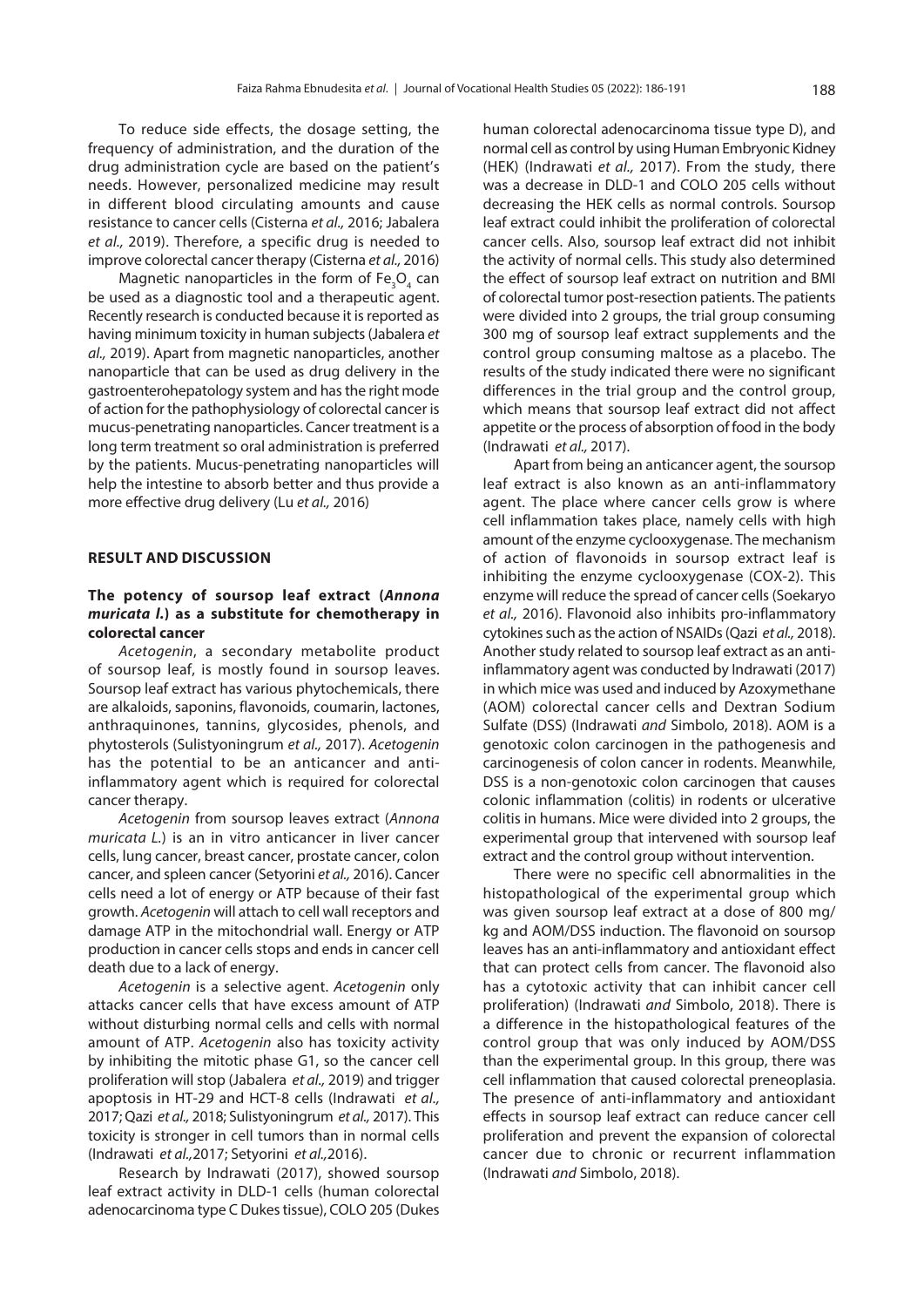To reduce side effects, the dosage setting, the frequency of administration, and the duration of the drug administration cycle are based on the patient's needs. However, personalized medicine may result in different blood circulating amounts and cause resistance to cancer cells (Cisterna *et al.,* 2016; Jabalera *et al.,* 2019). Therefore, a specific drug is needed to improve colorectal cancer therapy (Cisterna *et al.,* 2016)

Magnetic nanoparticles in the form of $Fe_3O_4$ can be used as a diagnostic tool and a therapeutic agent. Recently research is conducted because it is reported as having minimum toxicity in human subjects (Jabalera *et al.,* 2019). Apart from magnetic nanoparticles, another nanoparticle that can be used as drug delivery in the gastroenterohepatology system and has the right mode of action for the pathophysiology of colorectal cancer is mucus-penetrating nanoparticles. Cancer treatment is a long term treatment so oral administration is preferred by the patients. Mucus-penetrating nanoparticles will help the intestine to absorb better and thus provide a more effective drug delivery (Lu *et al.,* 2016)

## RESULT AND DISCUSSION

### The potency of soursop leaf extract (*Annona muricata l.*) as a substitute for chemotherapy in colorectal cancer

*Acetogenin*, a secondary metabolite product of soursop leaf, is mostly found in soursop leaves. Soursop leaf extract has various phytochemicals, there are alkaloids, saponins, flavonoids, coumarin, lactones, anthraquinones, tannins, glycosides, phenols, and phytosterols (Sulistyoningrum *et al.,* 2017). *Acetogenin* has the potential to be an anticancer and anti-inflammatory agent which is required for colorectal cancer therapy.

*Acetogenin* from soursop leaves extract (*Annona muricata L.*) is an in vitro anticancer in liver cancer cells, lung cancer, breast cancer, prostate cancer, colon cancer, and spleen cancer (Setyorini *et al.,* 2016). Cancer cells need a lot of energy or ATP because of their fast growth. *Acetogenin* will attach to cell wall receptors and damage ATP in the mitochondrial wall. Energy or ATP production in cancer cells stops and ends in cancer cell death due to a lack of energy.

*Acetogenin* is a selective agent. *Acetogenin* only attacks cancer cells that have excess amount of ATP without disturbing normal cells and cells with normal amount of ATP. *Acetogenin* also has toxicity activity by inhibiting the mitotic phase G1, so the cancer cell proliferation will stop (Jabalera *et al.,* 2019) and trigger apoptosis in HT-29 and HCT-8 cells (Indrawati *et al.,* 2017; Qazi *et al.,* 2018; Sulistyoningrum *et al.,* 2017). This toxicity is stronger in cell tumors than in normal cells (Indrawati *et al.,*2017; Setyorini *et al.,*2016).

Research by Indrawati (2017), showed soursop leaf extract activity in DLD-1 cells (human colorectal adenocarcinoma type C Dukes tissue), COLO 205 (Dukes human colorectal adenocarcinoma tissue type D), and normal cell as control by using Human Embryonic Kidney (HEK) (Indrawati *et al.,* 2017). From the study, there was a decrease in DLD-1 and COLO 205 cells without decreasing the HEK cells as normal controls. Soursop leaf extract could inhibit the proliferation of colorectal cancer cells. Also, soursop leaf extract did not inhibit the activity of normal cells. This study also determined the effect of soursop leaf extract on nutrition and BMI of colorectal tumor post-resection patients. The patients were divided into 2 groups, the trial group consuming 300 mg of soursop leaf extract supplements and the control group consuming maltose as a placebo. The results of the study indicated there were no significant differences in the trial group and the control group, which means that soursop leaf extract did not affect appetite or the process of absorption of food in the body (Indrawati *et al.,* 2017).

Apart from being an anticancer agent, the soursop leaf extract is also known as an anti-inflammatory agent. The place where cancer cells grow is where cell inflammation takes place, namely cells with high amount of the enzyme cyclooxygenase. The mechanism of action of flavonoids in soursop extract leaf is inhibiting the enzyme cyclooxygenase (COX-2). This enzyme will reduce the spread of cancer cells (Soekaryo *et al.,* 2016). Flavonoid also inhibits pro-inflammatory cytokines such as the action of NSAIDs (Qazi *et al.,* 2018). Another study related to soursop leaf extract as an anti-inflammatory agent was conducted by Indrawati (2017) in which mice was used and induced by Azoxymethane (AOM) colorectal cancer cells and Dextran Sodium Sulfate (DSS) (Indrawati *and* Simbolo, 2018). AOM is a genotoxic colon carcinogen in the pathogenesis and carcinogenesis of colon cancer in rodents. Meanwhile, DSS is a non-genotoxic colon carcinogen that causes colonic inflammation (colitis) in rodents or ulcerative colitis in humans. Mice were divided into 2 groups, the experimental group that intervened with soursop leaf extract and the control group without intervention.

There were no specific cell abnormalities in the histopathological of the experimental group which was given soursop leaf extract at a dose of 800 mg/kg and AOM/DSS induction. The flavonoid on soursop leaves has an anti-inflammatory and antioxidant effect that can protect cells from cancer. The flavonoid also has a cytotoxic activity that can inhibit cancer cell proliferation) (Indrawati *and* Simbolo, 2018). There is a difference in the histopathological features of the control group that was only induced by AOM/DSS than the experimental group. In this group, there was cell inflammation that caused colorectal preneoplasia. The presence of anti-inflammatory and antioxidant effects in soursop leaf extract can reduce cancer cell proliferation and prevent the expansion of colorectal cancer due to chronic or recurrent inflammation (Indrawati *and* Simbolo, 2018).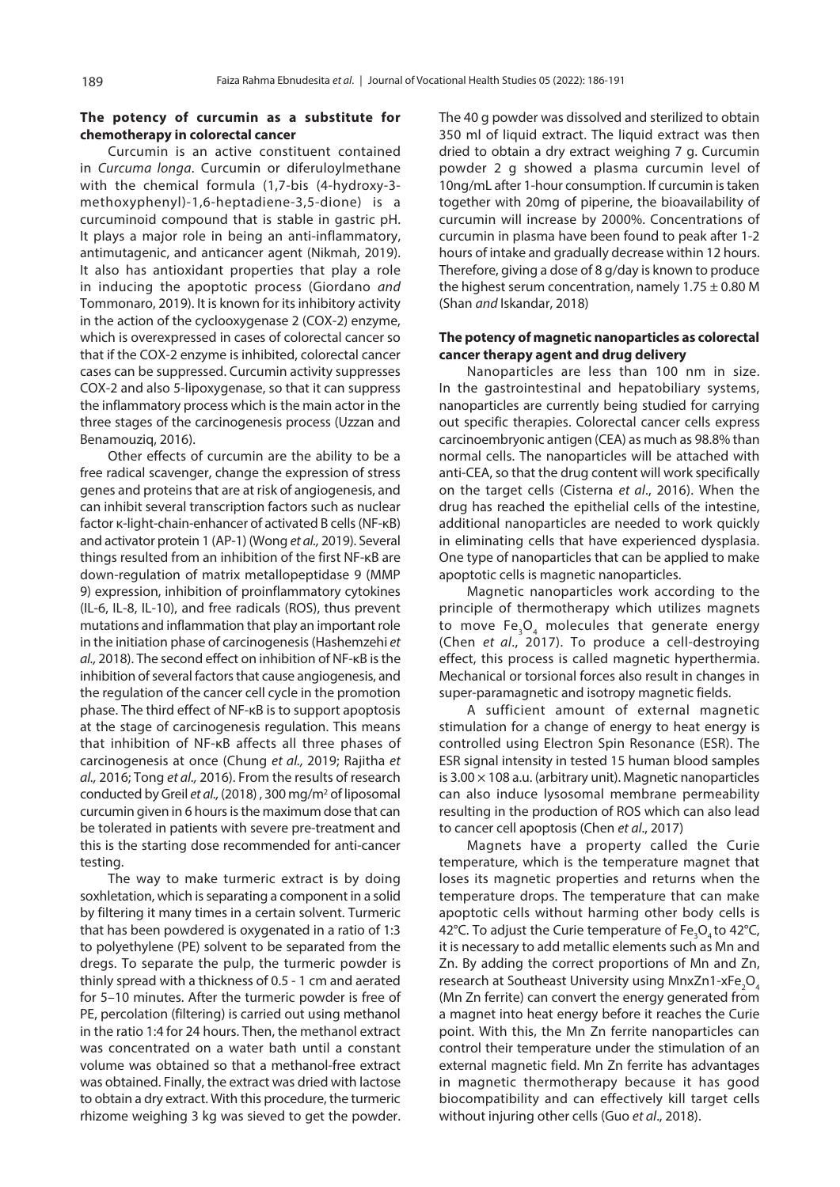### The potency of curcumin as a substitute for chemotherapy in colorectal cancer

Curcumin is an active constituent contained in *Curcuma longa*. Curcumin or diferuloylmethane with the chemical formula (1,7-bis (4-hydroxy-3-methoxyphenyl)-1,6-heptadiene-3,5-dione) is a curcuminoid compound that is stable in gastric pH. It plays a major role in being an anti-inflammatory, antimutagenic, and anticancer agent (Nikmah, 2019). It also has antioxidant properties that play a role in inducing the apoptotic process (Giordano *and* Tommonaro, 2019). It is known for its inhibitory activity in the action of the cyclooxygenase 2 (COX-2) enzyme, which is overexpressed in cases of colorectal cancer so that if the COX-2 enzyme is inhibited, colorectal cancer cases can be suppressed. Curcumin activity suppresses COX-2 and also 5-lipoxygenase, so that it can suppress the inflammatory process which is the main actor in the three stages of the carcinogenesis process (Uzzan and Benamouziq, 2016).

Other effects of curcumin are the ability to be a free radical scavenger, change the expression of stress genes and proteins that are at risk of angiogenesis, and can inhibit several transcription factors such as nuclear factor κ-light-chain-enhancer of activated B cells (NF-κB) and activator protein 1 (AP-1) (Wong *et al.,* 2019). Several things resulted from an inhibition of the first NF-κB are down-regulation of matrix metallopeptidase 9 (MMP 9) expression, inhibition of proinflammatory cytokines (IL-6, IL-8, IL-10), and free radicals (ROS), thus prevent mutations and inflammation that play an important role in the initiation phase of carcinogenesis (Hashemzehi *et al.,* 2018). The second effect on inhibition of NF-κB is the inhibition of several factors that cause angiogenesis, and the regulation of the cancer cell cycle in the promotion phase. The third effect of NF-κB is to support apoptosis at the stage of carcinogenesis regulation. This means that inhibition of NF-κB affects all three phases of carcinogenesis at once (Chung *et al.,* 2019; Rajitha *et al.,* 2016; Tong *et al.,* 2016). From the results of research conducted by Greil *et al.,* (2018) , 300 mg/m$^2$ of liposomal curcumin given in 6 hours is the maximum dose that can be tolerated in patients with severe pre-treatment and this is the starting dose recommended for anti-cancer testing.

The way to make turmeric extract is by doing soxhletation, which is separating a component in a solid by filtering it many times in a certain solvent. Turmeric that has been powdered is oxygenated in a ratio of 1:3 to polyethylene (PE) solvent to be separated from the dregs. To separate the pulp, the turmeric powder is thinly spread with a thickness of 0.5 - 1 cm and aerated for 5–10 minutes. After the turmeric powder is free of PE, percolation (filtering) is carried out using methanol in the ratio 1:4 for 24 hours. Then, the methanol extract was concentrated on a water bath until a constant volume was obtained so that a methanol-free extract was obtained. Finally, the extract was dried with lactose to obtain a dry extract. With this procedure, the turmeric rhizome weighing 3 kg was sieved to get the powder. The 40 g powder was dissolved and sterilized to obtain 350 ml of liquid extract. The liquid extract was then dried to obtain a dry extract weighing 7 g. Curcumin powder 2 g showed a plasma curcumin level of 10ng/mL after 1-hour consumption. If curcumin is taken together with 20mg of piperine, the bioavailability of curcumin will increase by 2000%. Concentrations of curcumin in plasma have been found to peak after 1-2 hours of intake and gradually decrease within 12 hours. Therefore, giving a dose of 8 g/day is known to produce the highest serum concentration, namely 1.75 ± 0.80 M (Shan *and* Iskandar, 2018)

### The potency of magnetic nanoparticles as colorectal cancer therapy agent and drug delivery

Nanoparticles are less than 100 nm in size. In the gastrointestinal and hepatobiliary systems, nanoparticles are currently being studied for carrying out specific therapies. Colorectal cancer cells express carcinoembryonic antigen (CEA) as much as 98.8% than normal cells. The nanoparticles will be attached with anti-CEA, so that the drug content will work specifically on the target cells (Cisterna *et al*., 2016). When the drug has reached the epithelial cells of the intestine, additional nanoparticles are needed to work quickly in eliminating cells that have experienced dysplasia. One type of nanoparticles that can be applied to make apoptotic cells is magnetic nanoparticles.

Magnetic nanoparticles work according to the principle of thermotherapy which utilizes magnets to move $Fe_3O_4$ molecules that generate energy (Chen *et al*., 2017). To produce a cell-destroying effect, this process is called magnetic hyperthermia. Mechanical or torsional forces also result in changes in super-paramagnetic and isotropy magnetic fields.

A sufficient amount of external magnetic stimulation for a change of energy to heat energy is controlled using Electron Spin Resonance (ESR). The ESR signal intensity in tested 15 human blood samples is $3.00 \times 108$ a.u. (arbitrary unit). Magnetic nanoparticles can also induce lysosomal membrane permeability resulting in the production of ROS which can also lead to cancer cell apoptosis (Chen *et al*., 2017)

Magnets have a property called the Curie temperature, which is the temperature magnet that loses its magnetic properties and returns when the temperature drops. The temperature that can make apoptotic cells without harming other body cells is 42°C. To adjust the Curie temperature of $Fe_3O_4$ to 42°C, it is necessary to add metallic elements such as Mn and Zn. By adding the correct proportions of Mn and Zn, research at Southeast University using MnxZn1-x$Fe_2O_4$ (Mn Zn ferrite) can convert the energy generated from a magnet into heat energy before it reaches the Curie point. With this, the Mn Zn ferrite nanoparticles can control their temperature under the stimulation of an external magnetic field. Mn Zn ferrite has advantages in magnetic thermotherapy because it has good biocompatibility and can effectively kill target cells without injuring other cells (Guo *et al*., 2018).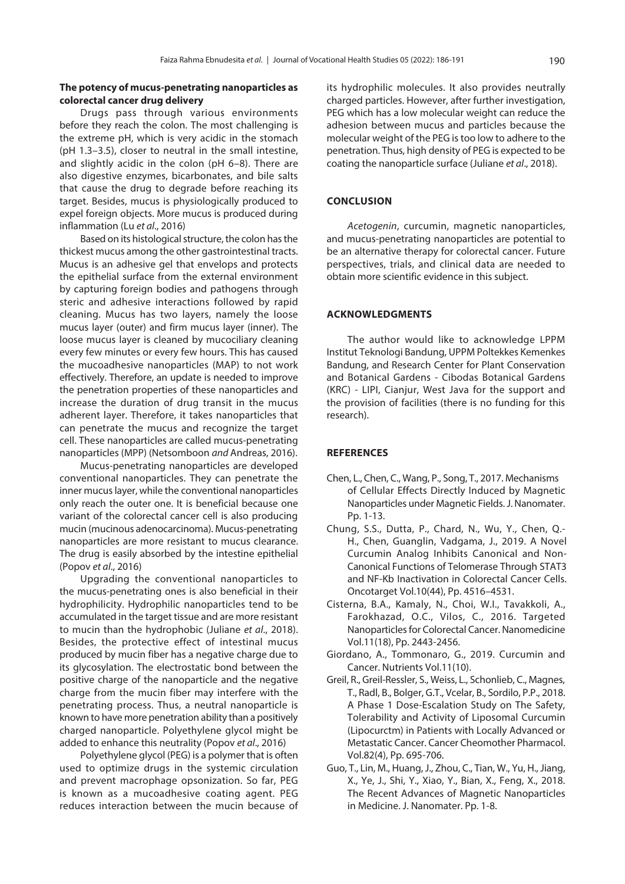### The potency of mucus-penetrating nanoparticles as colorectal cancer drug delivery

Drugs pass through various environments before they reach the colon. The most challenging is the extreme pH, which is very acidic in the stomach (pH 1.3–3.5), closer to neutral in the small intestine, and slightly acidic in the colon (pH 6–8). There are also digestive enzymes, bicarbonates, and bile salts that cause the drug to degrade before reaching its target. Besides, mucus is physiologically produced to expel foreign objects. More mucus is produced during inflammation (Lu *et al*., 2016)

Based on its histological structure, the colon has the thickest mucus among the other gastrointestinal tracts. Mucus is an adhesive gel that envelops and protects the epithelial surface from the external environment by capturing foreign bodies and pathogens through steric and adhesive interactions followed by rapid cleaning. Mucus has two layers, namely the loose mucus layer (outer) and firm mucus layer (inner). The loose mucus layer is cleaned by mucociliary cleaning every few minutes or every few hours. This has caused the mucoadhesive nanoparticles (MAP) to not work effectively. Therefore, an update is needed to improve the penetration properties of these nanoparticles and increase the duration of drug transit in the mucus adherent layer. Therefore, it takes nanoparticles that can penetrate the mucus and recognize the target cell. These nanoparticles are called mucus-penetrating nanoparticles (MPP) (Netsomboon *and* Andreas, 2016).

Mucus-penetrating nanoparticles are developed conventional nanoparticles. They can penetrate the inner mucus layer, while the conventional nanoparticles only reach the outer one. It is beneficial because one variant of the colorectal cancer cell is also producing mucin (mucinous adenocarcinoma). Mucus-penetrating nanoparticles are more resistant to mucus clearance. The drug is easily absorbed by the intestine epithelial (Popov *et al*., 2016)

Upgrading the conventional nanoparticles to the mucus-penetrating ones is also beneficial in their hydrophilicity. Hydrophilic nanoparticles tend to be accumulated in the target tissue and are more resistant to mucin than the hydrophobic (Juliane *et al*., 2018). Besides, the protective effect of intestinal mucus produced by mucin fiber has a negative charge due to its glycosylation. The electrostatic bond between the positive charge of the nanoparticle and the negative charge from the mucin fiber may interfere with the penetrating process. Thus, a neutral nanoparticle is known to have more penetration ability than a positively charged nanoparticle. Polyethylene glycol might be added to enhance this neutrality (Popov *et al*., 2016)

Polyethylene glycol (PEG) is a polymer that is often used to optimize drugs in the systemic circulation and prevent macrophage opsonization. So far, PEG is known as a mucoadhesive coating agent. PEG reduces interaction between the mucin because of its hydrophilic molecules. It also provides neutrally charged particles. However, after further investigation, PEG which has a low molecular weight can reduce the adhesion between mucus and particles because the molecular weight of the PEG is too low to adhere to the penetration. Thus, high density of PEG is expected to be coating the nanoparticle surface (Juliane *et al*., 2018).

## CONCLUSION

*Acetogenin*, curcumin, magnetic nanoparticles, and mucus-penetrating nanoparticles are potential to be an alternative therapy for colorectal cancer. Future perspectives, trials, and clinical data are needed to obtain more scientific evidence in this subject.

## ACKNOWLEDGMENTS

The author would like to acknowledge LPPM Institut Teknologi Bandung, UPPM Poltekkes Kemenkes Bandung, and Research Center for Plant Conservation and Botanical Gardens - Cibodas Botanical Gardens (KRC) - LIPI, Cianjur, West Java for the support and the provision of facilities (there is no funding for this research).

## REFERENCES

Chen, L., Chen, C., Wang, P., Song, T., 2017. Mechanisms of Cellular Effects Directly Induced by Magnetic Nanoparticles under Magnetic Fields. J. Nanomater. Pp. 1-13.

Chung, S.S., Dutta, P., Chard, N., Wu, Y., Chen, Q.-H., Chen, Guanglin, Vadgama, J., 2019. A Novel Curcumin Analog Inhibits Canonical and Non-Canonical Functions of Telomerase Through STAT3 and NF-Kb Inactivation in Colorectal Cancer Cells. Oncotarget Vol.10(44), Pp. 4516–4531.

Cisterna, B.A., Kamaly, N., Choi, W.I., Tavakkoli, A., Farokhazad, O.C., Vilos, C., 2016. Targeted Nanoparticles for Colorectal Cancer. Nanomedicine Vol.11(18), Pp. 2443-2456.

Giordano, A., Tommonaro, G., 2019. Curcumin and Cancer. Nutrients Vol.11(10).

Greil, R., Greil-Ressler, S., Weiss, L., Schonlieb, C., Magnes, T., Radl, B., Bolger, G.T., Vcelar, B., Sordilo, P.P., 2018. A Phase 1 Dose-Escalation Study on The Safety, Tolerability and Activity of Liposomal Curcumin (Lipocurctm) in Patients with Locally Advanced or Metastatic Cancer. Cancer Cheomother Pharmacol. Vol.82(4), Pp. 695-706.

Guo, T., Lin, M., Huang, J., Zhou, C., Tian, W., Yu, H., Jiang, X., Ye, J., Shi, Y., Xiao, Y., Bian, X., Feng, X., 2018. The Recent Advances of Magnetic Nanoparticles in Medicine. J. Nanomater. Pp. 1-8.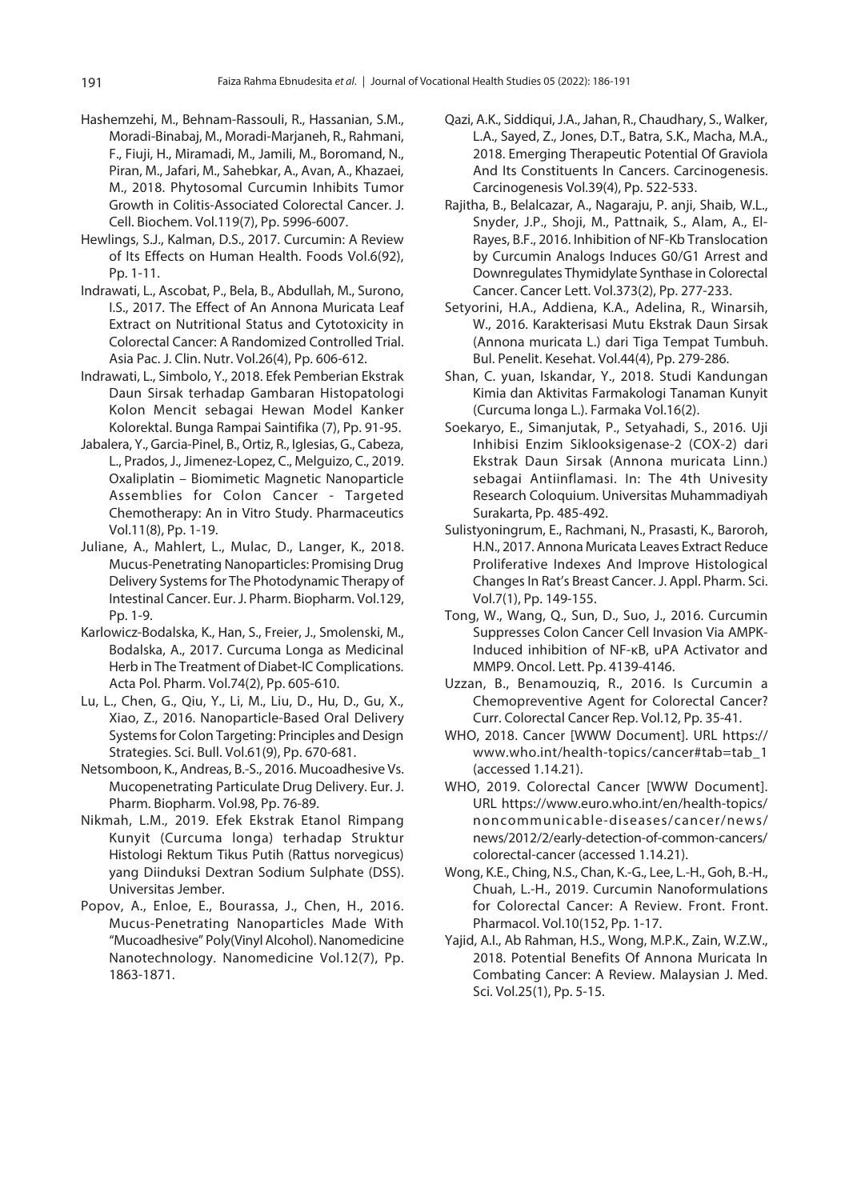Hashemzehi, M., Behnam-Rassouli, R., Hassanian, S.M., Moradi-Binabaj, M., Moradi-Marjaneh, R., Rahmani, F., Fiuji, H., Miramadi, M., Jamili, M., Boromand, N., Piran, M., Jafari, M., Sahebkar, A., Avan, A., Khazaei, M., 2018. Phytosomal Curcumin Inhibits Tumor Growth in Colitis-Associated Colorectal Cancer. J. Cell. Biochem. Vol.119(7), Pp. 5996-6007.

Hewlings, S.J., Kalman, D.S., 2017. Curcumin: A Review of Its Effects on Human Health. Foods Vol.6(92), Pp. 1-11.

Indrawati, L., Ascobat, P., Bela, B., Abdullah, M., Surono, I.S., 2017. The Effect of An Annona Muricata Leaf Extract on Nutritional Status and Cytotoxicity in Colorectal Cancer: A Randomized Controlled Trial. Asia Pac. J. Clin. Nutr. Vol.26(4), Pp. 606-612.

Indrawati, L., Simbolo, Y., 2018. Efek Pemberian Ekstrak Daun Sirsak terhadap Gambaran Histopatologi Kolon Mencit sebagai Hewan Model Kanker Kolorektal. Bunga Rampai Saintifika (7), Pp. 91-95.

Jabalera, Y., Garcia-Pinel, B., Ortiz, R., Iglesias, G., Cabeza, L., Prados, J., Jimenez-Lopez, C., Melguizo, C., 2019. Oxaliplatin – Biomimetic Magnetic Nanoparticle Assemblies for Colon Cancer - Targeted Chemotherapy: An in Vitro Study. Pharmaceutics Vol.11(8), Pp. 1-19.

Juliane, A., Mahlert, L., Mulac, D., Langer, K., 2018. Mucus-Penetrating Nanoparticles: Promising Drug Delivery Systems for The Photodynamic Therapy of Intestinal Cancer. Eur. J. Pharm. Biopharm. Vol.129, Pp. 1-9.

Karlowicz-Bodalska, K., Han, S., Freier, J., Smolenski, M., Bodalska, A., 2017. Curcuma Longa as Medicinal Herb in The Treatment of Diabet-IC Complications. Acta Pol. Pharm. Vol.74(2), Pp. 605-610.

Lu, L., Chen, G., Qiu, Y., Li, M., Liu, D., Hu, D., Gu, X., Xiao, Z., 2016. Nanoparticle-Based Oral Delivery Systems for Colon Targeting: Principles and Design Strategies. Sci. Bull. Vol.61(9), Pp. 670-681.

Netsomboon, K., Andreas, B.-S., 2016. Mucoadhesive Vs. Mucopenetrating Particulate Drug Delivery. Eur. J. Pharm. Biopharm. Vol.98, Pp. 76-89.

Nikmah, L.M., 2019. Efek Ekstrak Etanol Rimpang Kunyit (Curcuma longa) terhadap Struktur Histologi Rektum Tikus Putih (Rattus norvegicus) yang Diinduksi Dextran Sodium Sulphate (DSS). Universitas Jember.

Popov, A., Enloe, E., Bourassa, J., Chen, H., 2016. Mucus-Penetrating Nanoparticles Made With "Mucoadhesive" Poly(Vinyl Alcohol). Nanomedicine Nanotechnology. Nanomedicine Vol.12(7), Pp. 1863-1871.

Qazi, A.K., Siddiqui, J.A., Jahan, R., Chaudhary, S., Walker, L.A., Sayed, Z., Jones, D.T., Batra, S.K., Macha, M.A., 2018. Emerging Therapeutic Potential Of Graviola And Its Constituents In Cancers. Carcinogenesis. Carcinogenesis Vol.39(4), Pp. 522-533.

Rajitha, B., Belalcazar, A., Nagaraju, P. anji, Shaib, W.L., Snyder, J.P., Shoji, M., Pattnaik, S., Alam, A., El-Rayes, B.F., 2016. Inhibition of NF-Kb Translocation by Curcumin Analogs Induces G0/G1 Arrest and Downregulates Thymidylate Synthase in Colorectal Cancer. Cancer Lett. Vol.373(2), Pp. 277-233.

Setyorini, H.A., Addiena, K.A., Adelina, R., Winarsih, W., 2016. Karakterisasi Mutu Ekstrak Daun Sirsak (Annona muricata L.) dari Tiga Tempat Tumbuh. Bul. Penelit. Kesehat. Vol.44(4), Pp. 279-286.

Shan, C. yuan, Iskandar, Y., 2018. Studi Kandungan Kimia dan Aktivitas Farmakologi Tanaman Kunyit (Curcuma longa L.). Farmaka Vol.16(2).

Soekaryo, E., Simanjutak, P., Setyahadi, S., 2016. Uji Inhibisi Enzim Siklooksigenase-2 (COX-2) dari Ekstrak Daun Sirsak (Annona muricata Linn.) sebagai Antiinflamasi. In: The 4th Univesity Research Coloquium. Universitas Muhammadiyah Surakarta, Pp. 485-492.

Sulistyoningrum, E., Rachmani, N., Prasasti, K., Baroroh, H.N., 2017. Annona Muricata Leaves Extract Reduce Proliferative Indexes And Improve Histological Changes In Rat's Breast Cancer. J. Appl. Pharm. Sci. Vol.7(1), Pp. 149-155.

Tong, W., Wang, Q., Sun, D., Suo, J., 2016. Curcumin Suppresses Colon Cancer Cell Invasion Via AMPK-Induced inhibition of NF-κB, uPA Activator and MMP9. Oncol. Lett. Pp. 4139-4146.

Uzzan, B., Benamouziq, R., 2016. Is Curcumin a Chemopreventive Agent for Colorectal Cancer? Curr. Colorectal Cancer Rep. Vol.12, Pp. 35-41.

WHO, 2018. Cancer [WWW Document]. URL https://www.who.int/health-topics/cancer#tab=tab_1 (accessed 1.14.21).

WHO, 2019. Colorectal Cancer [WWW Document]. URL https://www.euro.who.int/en/health-topics/noncommunicable-diseases/cancer/news/news/2012/2/early-detection-of-common-cancers/colorectal-cancer (accessed 1.14.21).

Wong, K.E., Ching, N.S., Chan, K.-G., Lee, L.-H., Goh, B.-H., Chuah, L.-H., 2019. Curcumin Nanoformulations for Colorectal Cancer: A Review. Front. Front. Pharmacol. Vol.10(152, Pp. 1-17.

Yajid, A.I., Ab Rahman, H.S., Wong, M.P.K., Zain, W.Z.W., 2018. Potential Benefits Of Annona Muricata In Combating Cancer: A Review. Malaysian J. Med. Sci. Vol.25(1), Pp. 5-15.